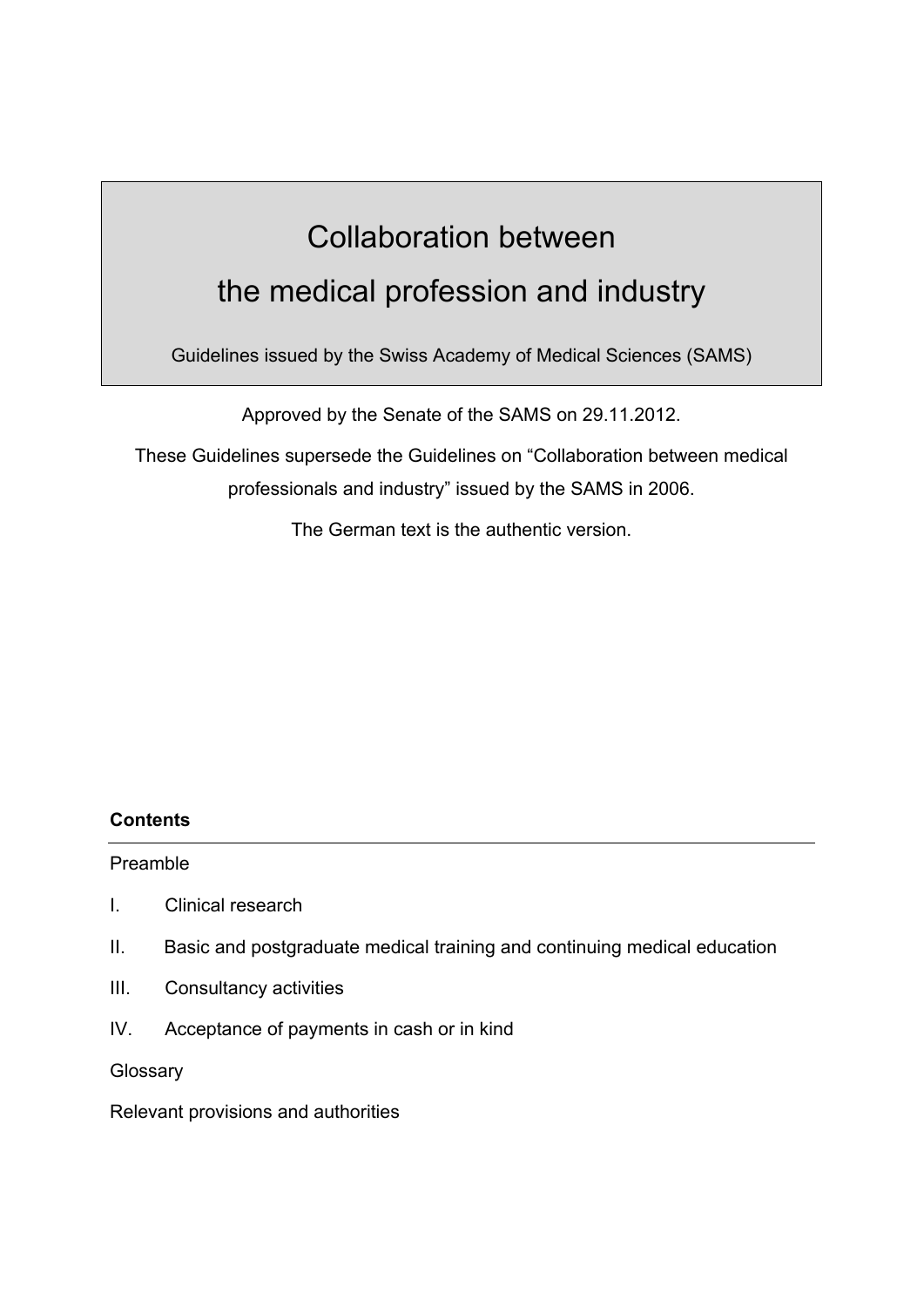# Collaboration between the medical profession and industry

Guidelines issued by the Swiss Academy of Medical Sciences (SAMS)

Approved by the Senate of the SAMS on 29.11.2012.

These Guidelines supersede the Guidelines on "Collaboration between medical professionals and industry" issued by the SAMS in 2006.

The German text is the authentic version.

**Contents**

Preamble

I. Clinical research

II. Basic and postgraduate medical training and continuing medical education

III. Consultancy activities

IV. Acceptance of payments in cash or in kind

Glossary

Relevant provisions and authorities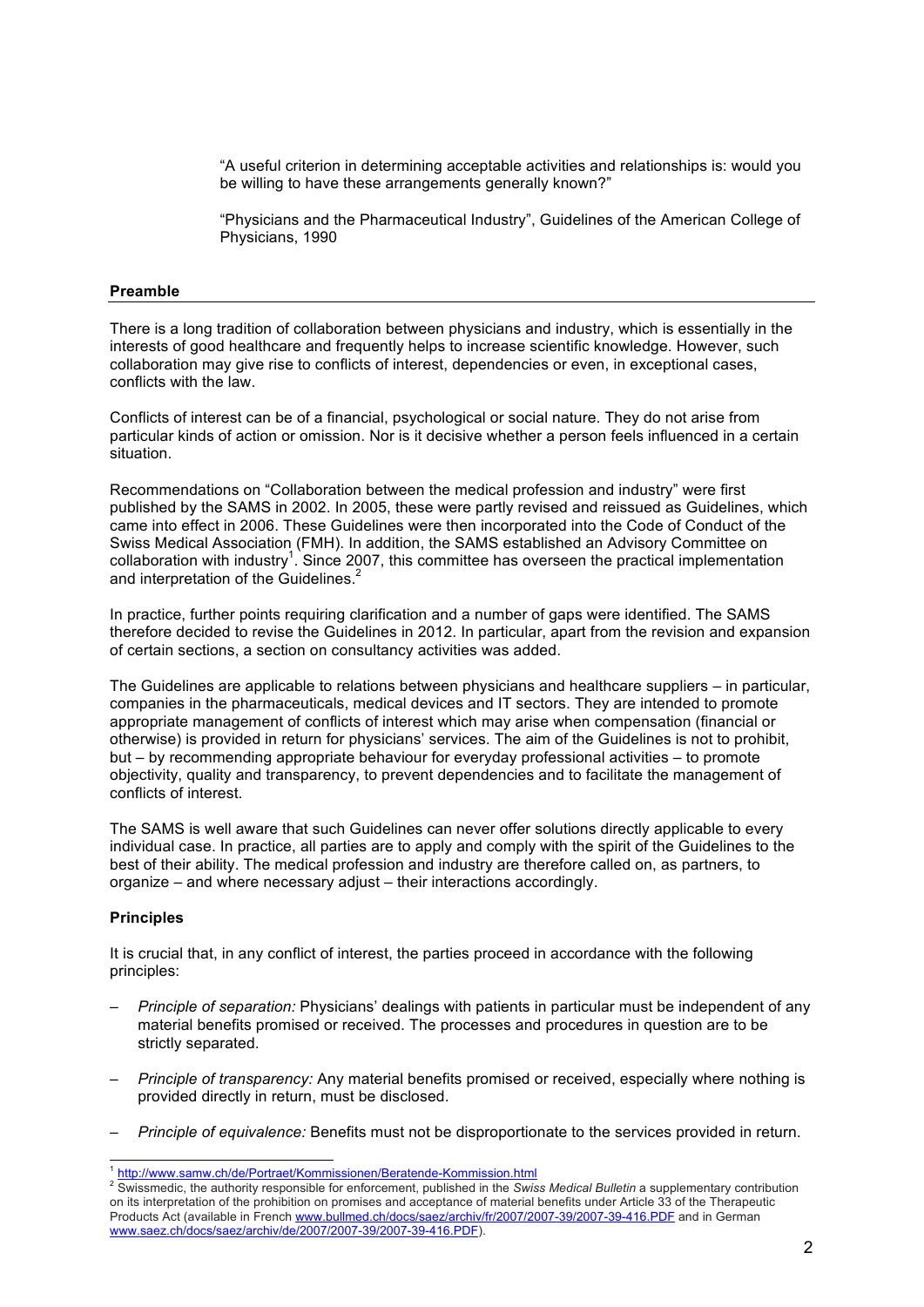> "A useful criterion in determining acceptable activities and relationships is: would you be willing to have these arrangements generally known?"
>
> "Physicians and the Pharmaceutical Industry", Guidelines of the American College of Physicians, 1990

## Preamble

There is a long tradition of collaboration between physicians and industry, which is essentially in the interests of good healthcare and frequently helps to increase scientific knowledge. However, such collaboration may give rise to conflicts of interest, dependencies or even, in exceptional cases, conflicts with the law.

Conflicts of interest can be of a financial, psychological or social nature. They do not arise from particular kinds of action or omission. Nor is it decisive whether a person feels influenced in a certain situation.

Recommendations on "Collaboration between the medical profession and industry" were first published by the SAMS in 2002. In 2005, these were partly revised and reissued as Guidelines, which came into effect in 2006. These Guidelines were then incorporated into the Code of Conduct of the Swiss Medical Association (FMH). In addition, the SAMS established an Advisory Committee on collaboration with industry[1]. Since 2007, this committee has overseen the practical implementation and interpretation of the Guidelines.[2]

In practice, further points requiring clarification and a number of gaps were identified. The SAMS therefore decided to revise the Guidelines in 2012. In particular, apart from the revision and expansion of certain sections, a section on consultancy activities was added.

The Guidelines are applicable to relations between physicians and healthcare suppliers – in particular, companies in the pharmaceuticals, medical devices and IT sectors. They are intended to promote appropriate management of conflicts of interest which may arise when compensation (financial or otherwise) is provided in return for physicians' services. The aim of the Guidelines is not to prohibit, but – by recommending appropriate behaviour for everyday professional activities – to promote objectivity, quality and transparency, to prevent dependencies and to facilitate the management of conflicts of interest.

The SAMS is well aware that such Guidelines can never offer solutions directly applicable to every individual case. In practice, all parties are to apply and comply with the spirit of the Guidelines to the best of their ability. The medical profession and industry are therefore called on, as partners, to organize – and where necessary adjust – their interactions accordingly.

## Principles

It is crucial that, in any conflict of interest, the parties proceed in accordance with the following principles:

- *Principle of separation:* Physicians' dealings with patients in particular must be independent of any material benefits promised or received. The processes and procedures in question are to be strictly separated.
- *Principle of transparency:* Any material benefits promised or received, especially where nothing is provided directly in return, must be disclosed.
- *Principle of equivalence:* Benefits must not be disproportionate to the services provided in return.

---

[1] http://www.samw.ch/de/Portrait/Kommissionen/Beratende-Kommission.html

[2] Swissmedic, the authority responsible for enforcement, published in the *Swiss Medical Bulletin* a supplementary contribution on its interpretation of the prohibition on promises and acceptance of material benefits under Article 33 of the Therapeutic Products Act (available in French www.bullmed.ch/docs/saez/archiv/fr/2007/2007-39/2007-39-416.PDF and in German www.saez.ch/docs/saez/archiv/de/2007/2007-39/2007-39-416.PDF).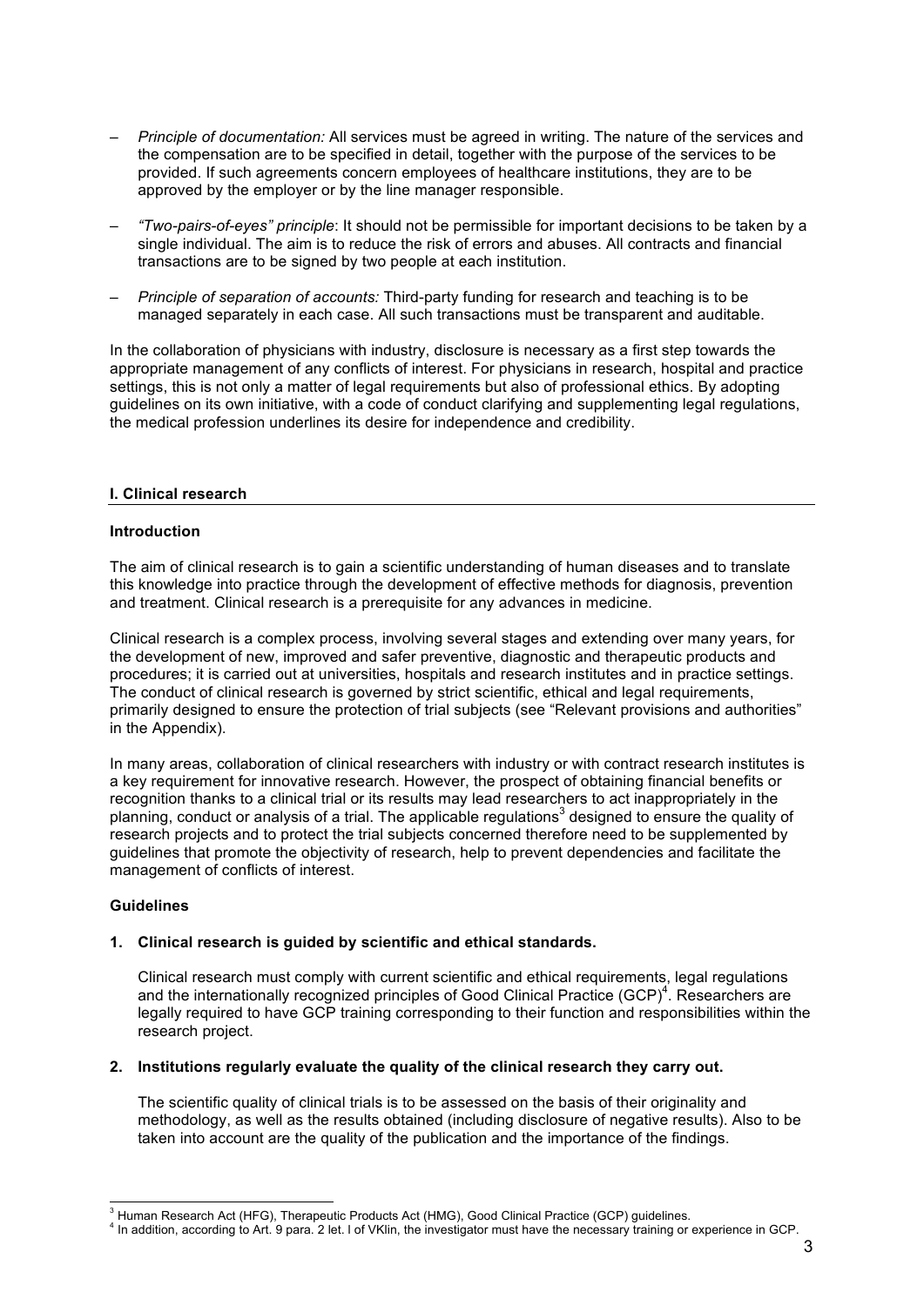- *Principle of documentation:* All services must be agreed in writing. The nature of the services and the compensation are to be specified in detail, together with the purpose of the services to be provided. If such agreements concern employees of healthcare institutions, they are to be approved by the employer or by the line manager responsible.

- *"Two-pairs-of-eyes" principle*: It should not be permissible for important decisions to be taken by a single individual. The aim is to reduce the risk of errors and abuses. All contracts and financial transactions are to be signed by two people at each institution.

- *Principle of separation of accounts:* Third-party funding for research and teaching is to be managed separately in each case. All such transactions must be transparent and auditable.

In the collaboration of physicians with industry, disclosure is necessary as a first step towards the appropriate management of any conflicts of interest. For physicians in research, hospital and practice settings, this is not only a matter of legal requirements but also of professional ethics. By adopting guidelines on its own initiative, with a code of conduct clarifying and supplementing legal regulations, the medical profession underlines its desire for independence and credibility.

## I. Clinical research

### Introduction

The aim of clinical research is to gain a scientific understanding of human diseases and to translate this knowledge into practice through the development of effective methods for diagnosis, prevention and treatment. Clinical research is a prerequisite for any advances in medicine.

Clinical research is a complex process, involving several stages and extending over many years, for the development of new, improved and safer preventive, diagnostic and therapeutic products and procedures; it is carried out at universities, hospitals and research institutes and in practice settings. The conduct of clinical research is governed by strict scientific, ethical and legal requirements, primarily designed to ensure the protection of trial subjects (see "Relevant provisions and authorities" in the Appendix).

In many areas, collaboration of clinical researchers with industry or with contract research institutes is a key requirement for innovative research. However, the prospect of obtaining financial benefits or recognition thanks to a clinical trial or its results may lead researchers to act inappropriately in the planning, conduct or analysis of a trial. The applicable regulations[3] designed to ensure the quality of research projects and to protect the trial subjects concerned therefore need to be supplemented by guidelines that promote the objectivity of research, help to prevent dependencies and facilitate the management of conflicts of interest.

### Guidelines

**1. Clinical research is guided by scientific and ethical standards.**

Clinical research must comply with current scientific and ethical requirements, legal regulations and the internationally recognized principles of Good Clinical Practice (GCP)[4]. Researchers are legally required to have GCP training corresponding to their function and responsibilities within the research project.

**2. Institutions regularly evaluate the quality of the clinical research they carry out.**

The scientific quality of clinical trials is to be assessed on the basis of their originality and methodology, as well as the results obtained (including disclosure of negative results). Also to be taken into account are the quality of the publication and the importance of the findings.

---

[3] Human Research Act (HFG), Therapeutic Products Act (HMG), Good Clinical Practice (GCP) guidelines.

[4] In addition, according to Art. 9 para. 2 let. l of VKlin, the investigator must have the necessary training or experience in GCP.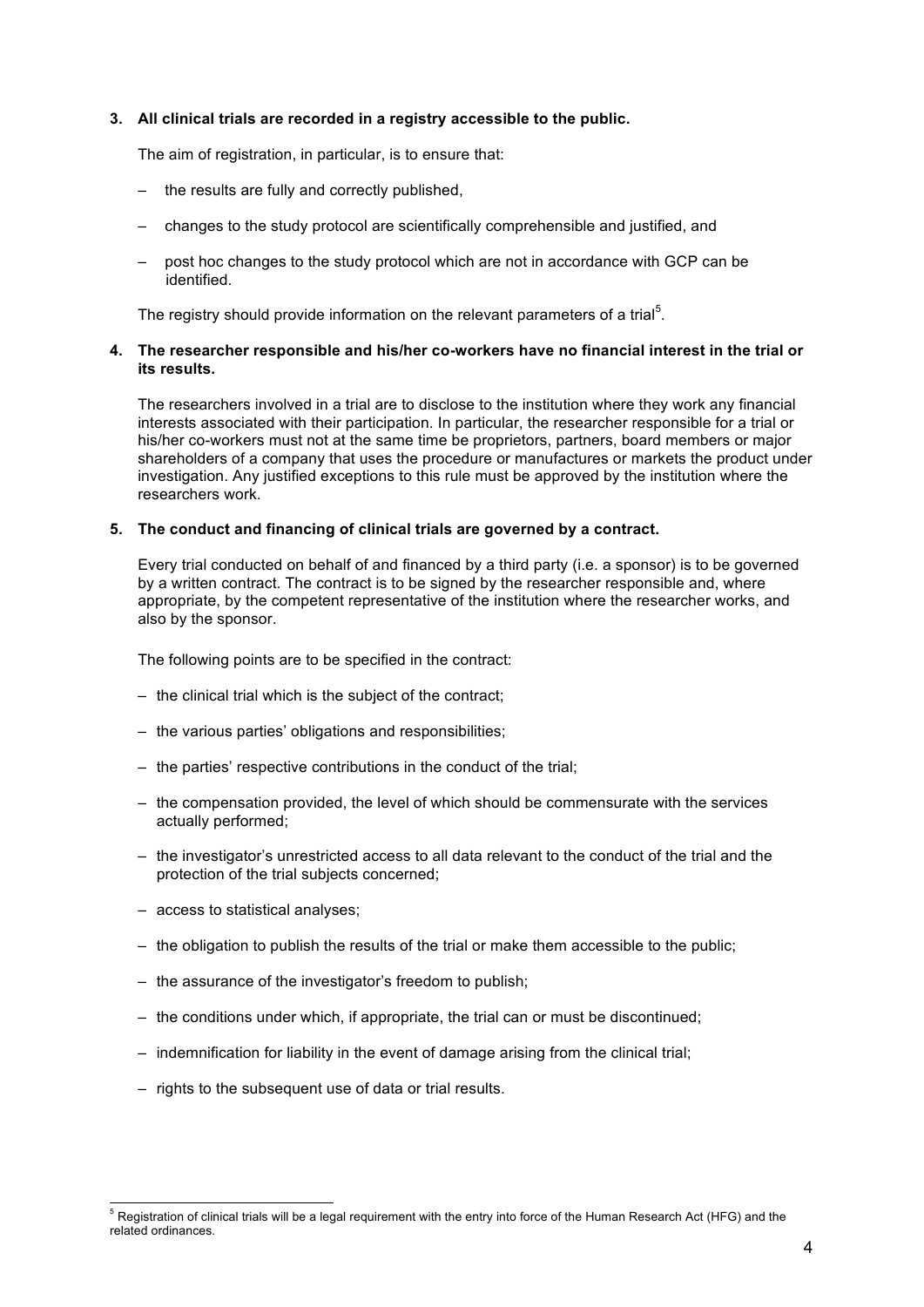**3. All clinical trials are recorded in a registry accessible to the public.**

The aim of registration, in particular, is to ensure that:

- the results are fully and correctly published,
- changes to the study protocol are scientifically comprehensible and justified, and
- post hoc changes to the study protocol which are not in accordance with GCP can be identified.

The registry should provide information on the relevant parameters of a trial[5].

**4. The researcher responsible and his/her co-workers have no financial interest in the trial or its results.**

The researchers involved in a trial are to disclose to the institution where they work any financial interests associated with their participation. In particular, the researcher responsible for a trial or his/her co-workers must not at the same time be proprietors, partners, board members or major shareholders of a company that uses the procedure or manufactures or markets the product under investigation. Any justified exceptions to this rule must be approved by the institution where the researchers work.

**5. The conduct and financing of clinical trials are governed by a contract.**

Every trial conducted on behalf of and financed by a third party (i.e. a sponsor) is to be governed by a written contract. The contract is to be signed by the researcher responsible and, where appropriate, by the competent representative of the institution where the researcher works, and also by the sponsor.

The following points are to be specified in the contract:

- the clinical trial which is the subject of the contract;
- the various parties' obligations and responsibilities;
- the parties' respective contributions in the conduct of the trial;
- the compensation provided, the level of which should be commensurate with the services actually performed;
- the investigator's unrestricted access to all data relevant to the conduct of the trial and the protection of the trial subjects concerned;
- access to statistical analyses;
- the obligation to publish the results of the trial or make them accessible to the public;
- the assurance of the investigator's freedom to publish;
- the conditions under which, if appropriate, the trial can or must be discontinued;
- indemnification for liability in the event of damage arising from the clinical trial;
- rights to the subsequent use of data or trial results.

---

[5] Registration of clinical trials will be a legal requirement with the entry into force of the Human Research Act (HFG) and the related ordinances.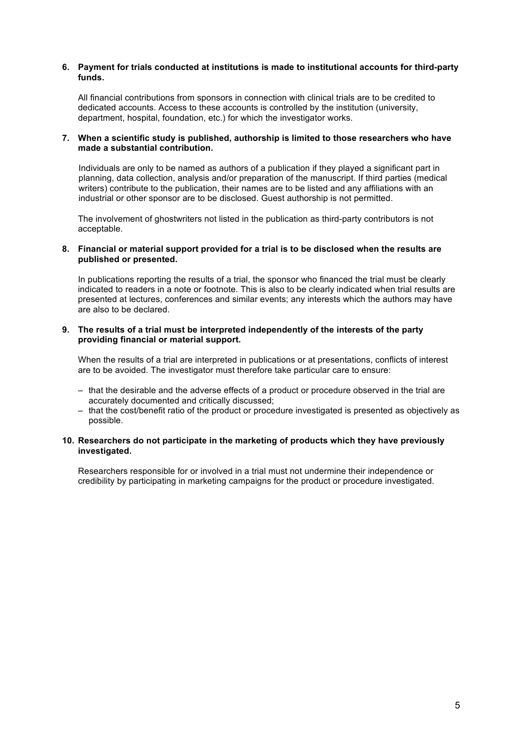**6. Payment for trials conducted at institutions is made to institutional accounts for third-party funds.**

All financial contributions from sponsors in connection with clinical trials are to be credited to dedicated accounts. Access to these accounts is controlled by the institution (university, department, hospital, foundation, etc.) for which the investigator works.

**7. When a scientific study is published, authorship is limited to those researchers who have made a substantial contribution.**

Individuals are only to be named as authors of a publication if they played a significant part in planning, data collection, analysis and/or preparation of the manuscript. If third parties (medical writers) contribute to the publication, their names are to be listed and any affiliations with an industrial or other sponsor are to be disclosed. Guest authorship is not permitted.

The involvement of ghostwriters not listed in the publication as third-party contributors is not acceptable.

**8. Financial or material support provided for a trial is to be disclosed when the results are published or presented.**

In publications reporting the results of a trial, the sponsor who financed the trial must be clearly indicated to readers in a note or footnote. This is also to be clearly indicated when trial results are presented at lectures, conferences and similar events; any interests which the authors may have are also to be declared.

**9. The results of a trial must be interpreted independently of the interests of the party providing financial or material support.**

When the results of a trial are interpreted in publications or at presentations, conflicts of interest are to be avoided. The investigator must therefore take particular care to ensure:

– that the desirable and the adverse effects of a product or procedure observed in the trial are accurately documented and critically discussed;
– that the cost/benefit ratio of the product or procedure investigated is presented as objectively as possible.

**10. Researchers do not participate in the marketing of products which they have previously investigated.**

Researchers responsible for or involved in a trial must not undermine their independence or credibility by participating in marketing campaigns for the product or procedure investigated.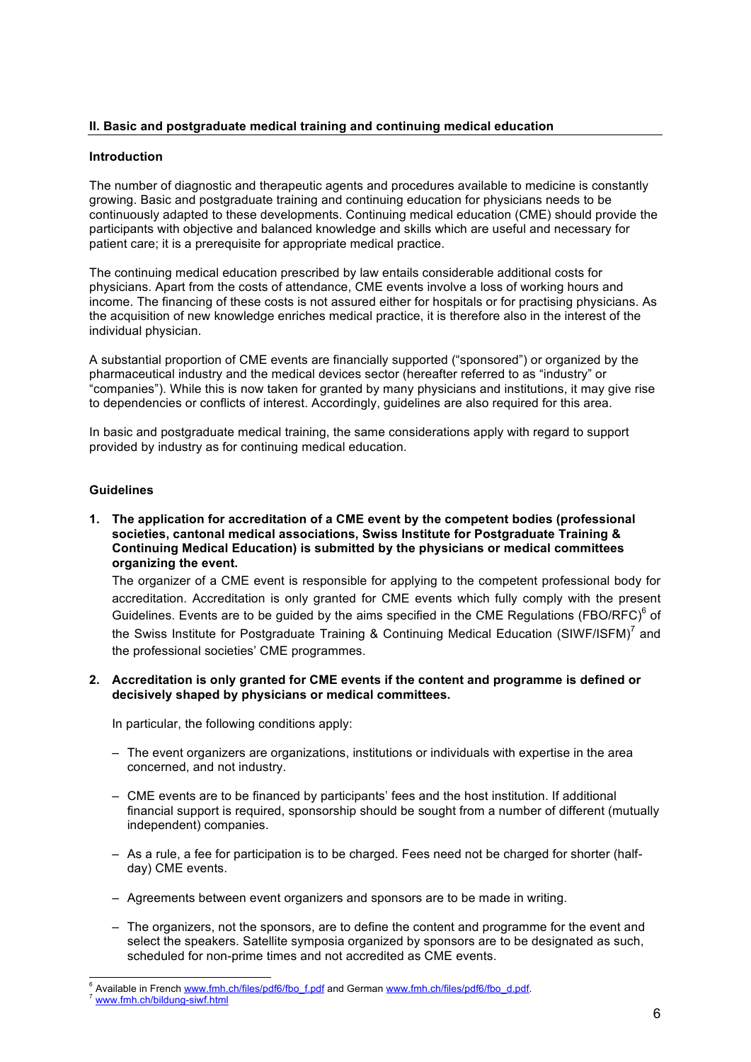## II. Basic and postgraduate medical training and continuing medical education

### Introduction

The number of diagnostic and therapeutic agents and procedures available to medicine is constantly growing. Basic and postgraduate training and continuing education for physicians needs to be continuously adapted to these developments. Continuing medical education (CME) should provide the participants with objective and balanced knowledge and skills which are useful and necessary for patient care; it is a prerequisite for appropriate medical practice.

The continuing medical education prescribed by law entails considerable additional costs for physicians. Apart from the costs of attendance, CME events involve a loss of working hours and income. The financing of these costs is not assured either for hospitals or for practising physicians. As the acquisition of new knowledge enriches medical practice, it is therefore also in the interest of the individual physician.

A substantial proportion of CME events are financially supported ("sponsored") or organized by the pharmaceutical industry and the medical devices sector (hereafter referred to as "industry" or "companies"). While this is now taken for granted by many physicians and institutions, it may give rise to dependencies or conflicts of interest. Accordingly, guidelines are also required for this area.

In basic and postgraduate medical training, the same considerations apply with regard to support provided by industry as for continuing medical education.

### Guidelines

1. **The application for accreditation of a CME event by the competent bodies (professional societies, cantonal medical associations, Swiss Institute for Postgraduate Training & Continuing Medical Education) is submitted by the physicians or medical committees organizing the event.**

   The organizer of a CME event is responsible for applying to the competent professional body for accreditation. Accreditation is only granted for CME events which fully comply with the present Guidelines. Events are to be guided by the aims specified in the CME Regulations (FBO/RFC)[6] of the Swiss Institute for Postgraduate Training & Continuing Medical Education (SIWF/ISFM)[7] and the professional societies' CME programmes.

2. **Accreditation is only granted for CME events if the content and programme is defined or decisively shaped by physicians or medical committees.**

   In particular, the following conditions apply:

   – The event organizers are organizations, institutions or individuals with expertise in the area concerned, and not industry.

   – CME events are to be financed by participants' fees and the host institution. If additional financial support is required, sponsorship should be sought from a number of different (mutually independent) companies.

   – As a rule, a fee for participation is to be charged. Fees need not be charged for shorter (half-day) CME events.

   – Agreements between event organizers and sponsors are to be made in writing.

   – The organizers, not the sponsors, are to define the content and programme for the event and select the speakers. Satellite symposia organized by sponsors are to be designated as such, scheduled for non-prime times and not accredited as CME events.

---

[6] Available in French www.fmh.ch/files/pdf6/fbo_f.pdf and German www.fmh.ch/files/pdf6/fbo_d.pdf.

[7] www.fmh.ch/bildung-siwf.html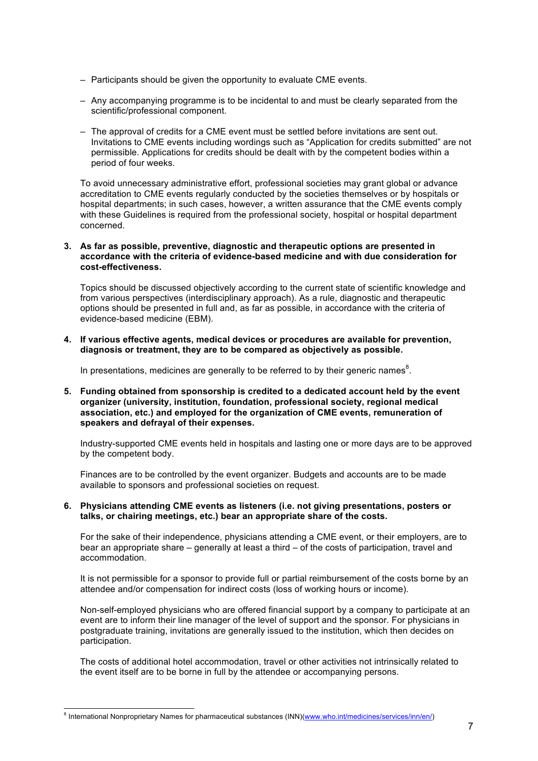– Participants should be given the opportunity to evaluate CME events.

– Any accompanying programme is to be incidental to and must be clearly separated from the scientific/professional component.

– The approval of credits for a CME event must be settled before invitations are sent out. Invitations to CME events including wordings such as "Application for credits submitted" are not permissible. Applications for credits should be dealt with by the competent bodies within a period of four weeks.

To avoid unnecessary administrative effort, professional societies may grant global or advance accreditation to CME events regularly conducted by the societies themselves or by hospitals or hospital departments; in such cases, however, a written assurance that the CME events comply with these Guidelines is required from the professional society, hospital or hospital department concerned.

3. **As far as possible, preventive, diagnostic and therapeutic options are presented in accordance with the criteria of evidence-based medicine and with due consideration for cost-effectiveness.**

   Topics should be discussed objectively according to the current state of scientific knowledge and from various perspectives (interdisciplinary approach). As a rule, diagnostic and therapeutic options should be presented in full and, as far as possible, in accordance with the criteria of evidence-based medicine (EBM).

4. **If various effective agents, medical devices or procedures are available for prevention, diagnosis or treatment, they are to be compared as objectively as possible.**

   In presentations, medicines are generally to be referred to by their generic names[8].

5. **Funding obtained from sponsorship is credited to a dedicated account held by the event organizer (university, institution, foundation, professional society, regional medical association, etc.) and employed for the organization of CME events, remuneration of speakers and defrayal of their expenses.**

   Industry-supported CME events held in hospitals and lasting one or more days are to be approved by the competent body.

   Finances are to be controlled by the event organizer. Budgets and accounts are to be made available to sponsors and professional societies on request.

6. **Physicians attending CME events as listeners (i.e. not giving presentations, posters or talks, or chairing meetings, etc.) bear an appropriate share of the costs.**

   For the sake of their independence, physicians attending a CME event, or their employers, are to bear an appropriate share – generally at least a third – of the costs of participation, travel and accommodation.

   It is not permissible for a sponsor to provide full or partial reimbursement of the costs borne by an attendee and/or compensation for indirect costs (loss of working hours or income).

   Non-self-employed physicians who are offered financial support by a company to participate at an event are to inform their line manager of the level of support and the sponsor. For physicians in postgraduate training, invitations are generally issued to the institution, which then decides on participation.

   The costs of additional hotel accommodation, travel or other activities not intrinsically related to the event itself are to be borne in full by the attendee or accompanying persons.

---

[8] International Nonproprietary Names for pharmaceutical substances (INN)(www.who.int/medicines/services/inn/en/)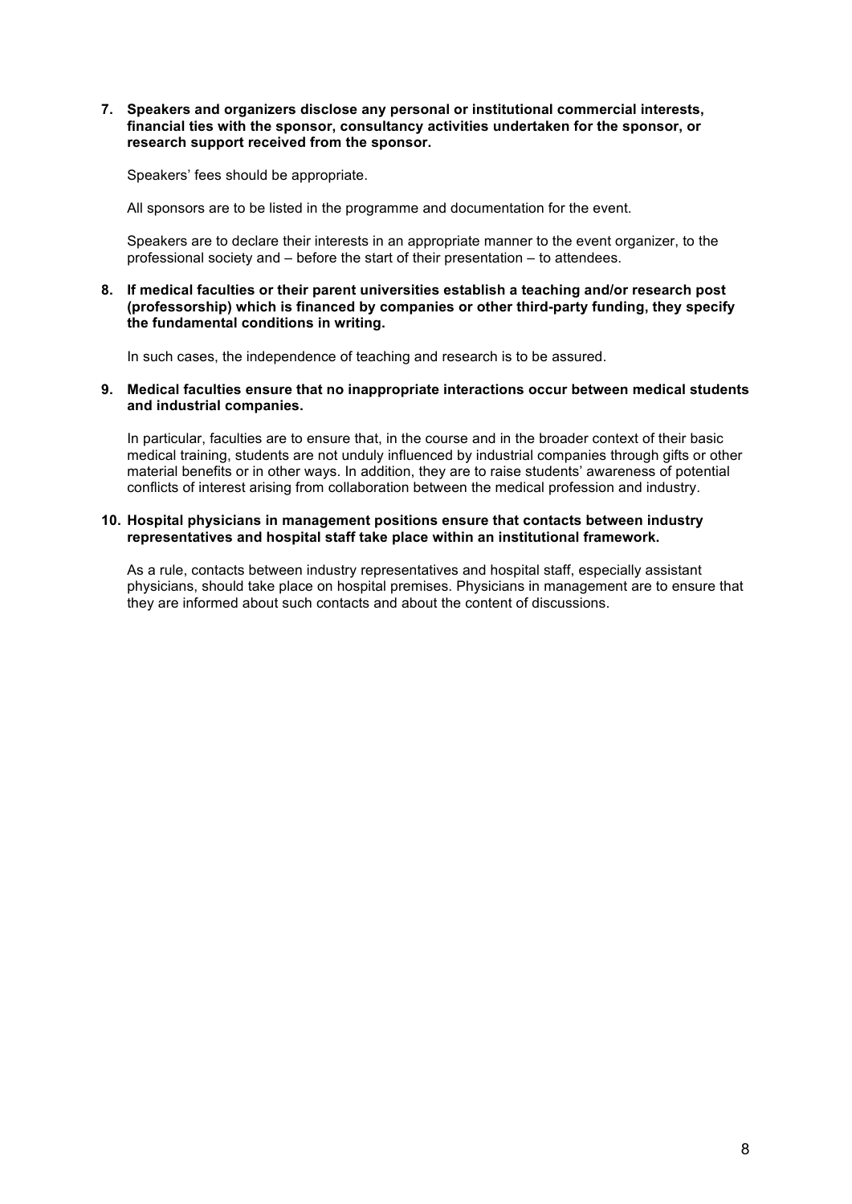**7. Speakers and organizers disclose any personal or institutional commercial interests, financial ties with the sponsor, consultancy activities undertaken for the sponsor, or research support received from the sponsor.**

Speakers' fees should be appropriate.

All sponsors are to be listed in the programme and documentation for the event.

Speakers are to declare their interests in an appropriate manner to the event organizer, to the professional society and – before the start of their presentation – to attendees.

**8. If medical faculties or their parent universities establish a teaching and/or research post (professorship) which is financed by companies or other third-party funding, they specify the fundamental conditions in writing.**

In such cases, the independence of teaching and research is to be assured.

**9. Medical faculties ensure that no inappropriate interactions occur between medical students and industrial companies.**

In particular, faculties are to ensure that, in the course and in the broader context of their basic medical training, students are not unduly influenced by industrial companies through gifts or other material benefits or in other ways. In addition, they are to raise students' awareness of potential conflicts of interest arising from collaboration between the medical profession and industry.

**10. Hospital physicians in management positions ensure that contacts between industry representatives and hospital staff take place within an institutional framework.**

As a rule, contacts between industry representatives and hospital staff, especially assistant physicians, should take place on hospital premises. Physicians in management are to ensure that they are informed about such contacts and about the content of discussions.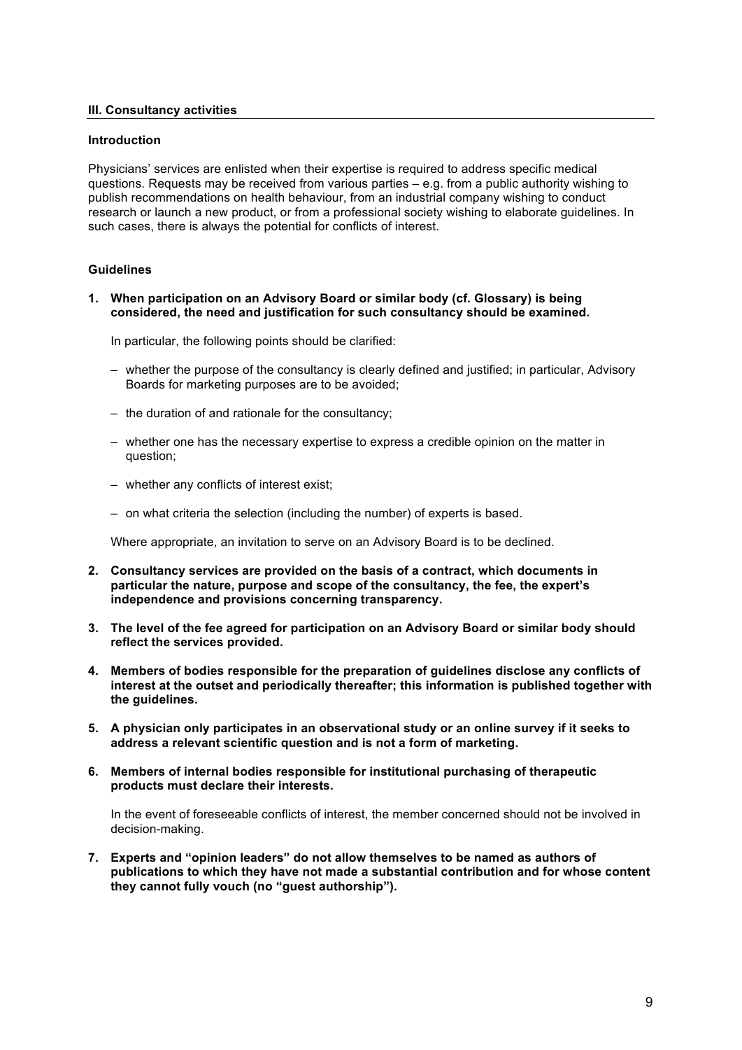## III. Consultancy activities

### Introduction

Physicians' services are enlisted when their expertise is required to address specific medical questions. Requests may be received from various parties – e.g. from a public authority wishing to publish recommendations on health behaviour, from an industrial company wishing to conduct research or launch a new product, or from a professional society wishing to elaborate guidelines. In such cases, there is always the potential for conflicts of interest.

### Guidelines

1. **When participation on an Advisory Board or similar body (cf. Glossary) is being considered, the need and justification for such consultancy should be examined.**

   In particular, the following points should be clarified:

   – whether the purpose of the consultancy is clearly defined and justified; in particular, Advisory Boards for marketing purposes are to be avoided;

   – the duration of and rationale for the consultancy;

   – whether one has the necessary expertise to express a credible opinion on the matter in question;

   – whether any conflicts of interest exist;

   – on what criteria the selection (including the number) of experts is based.

   Where appropriate, an invitation to serve on an Advisory Board is to be declined.

2. **Consultancy services are provided on the basis of a contract, which documents in particular the nature, purpose and scope of the consultancy, the fee, the expert's independence and provisions concerning transparency.**

3. **The level of the fee agreed for participation on an Advisory Board or similar body should reflect the services provided.**

4. **Members of bodies responsible for the preparation of guidelines disclose any conflicts of interest at the outset and periodically thereafter; this information is published together with the guidelines.**

5. **A physician only participates in an observational study or an online survey if it seeks to address a relevant scientific question and is not a form of marketing.**

6. **Members of internal bodies responsible for institutional purchasing of therapeutic products must declare their interests.**

   In the event of foreseeable conflicts of interest, the member concerned should not be involved in decision-making.

7. **Experts and "opinion leaders" do not allow themselves to be named as authors of publications to which they have not made a substantial contribution and for whose content they cannot fully vouch (no "guest authorship").**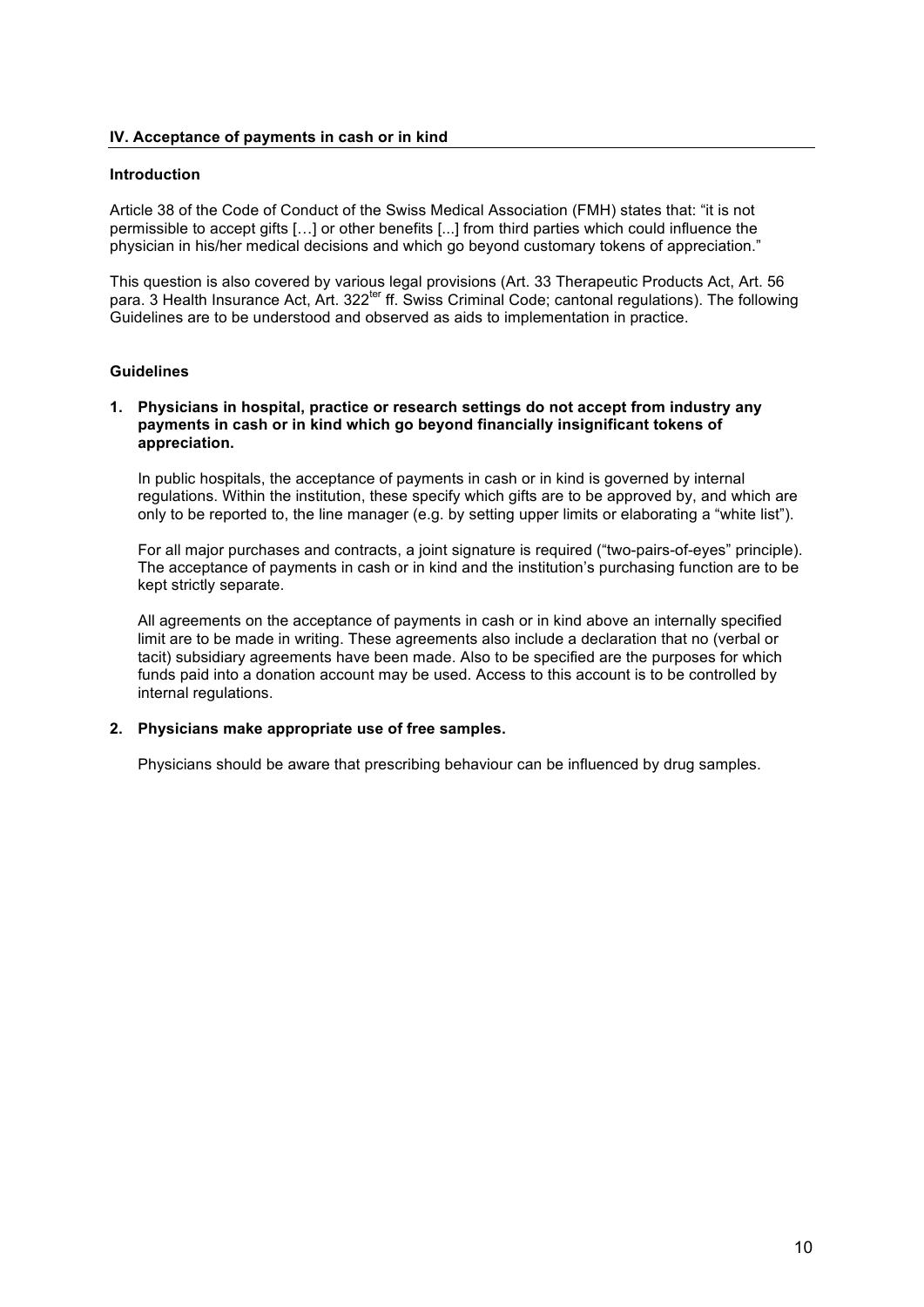## IV. Acceptance of payments in cash or in kind

### Introduction

Article 38 of the Code of Conduct of the Swiss Medical Association (FMH) states that: "it is not permissible to accept gifts […] or other benefits [...] from third parties which could influence the physician in his/her medical decisions and which go beyond customary tokens of appreciation."

This question is also covered by various legal provisions (Art. 33 Therapeutic Products Act, Art. 56 para. 3 Health Insurance Act, Art. 322[ter] ff. Swiss Criminal Code; cantonal regulations). The following Guidelines are to be understood and observed as aids to implementation in practice.

### Guidelines

**1. Physicians in hospital, practice or research settings do not accept from industry any payments in cash or in kind which go beyond financially insignificant tokens of appreciation.**

In public hospitals, the acceptance of payments in cash or in kind is governed by internal regulations. Within the institution, these specify which gifts are to be approved by, and which are only to be reported to, the line manager (e.g. by setting upper limits or elaborating a "white list").

For all major purchases and contracts, a joint signature is required ("two-pairs-of-eyes" principle). The acceptance of payments in cash or in kind and the institution's purchasing function are to be kept strictly separate.

All agreements on the acceptance of payments in cash or in kind above an internally specified limit are to be made in writing. These agreements also include a declaration that no (verbal or tacit) subsidiary agreements have been made. Also to be specified are the purposes for which funds paid into a donation account may be used. Access to this account is to be controlled by internal regulations.

**2. Physicians make appropriate use of free samples.**

Physicians should be aware that prescribing behaviour can be influenced by drug samples.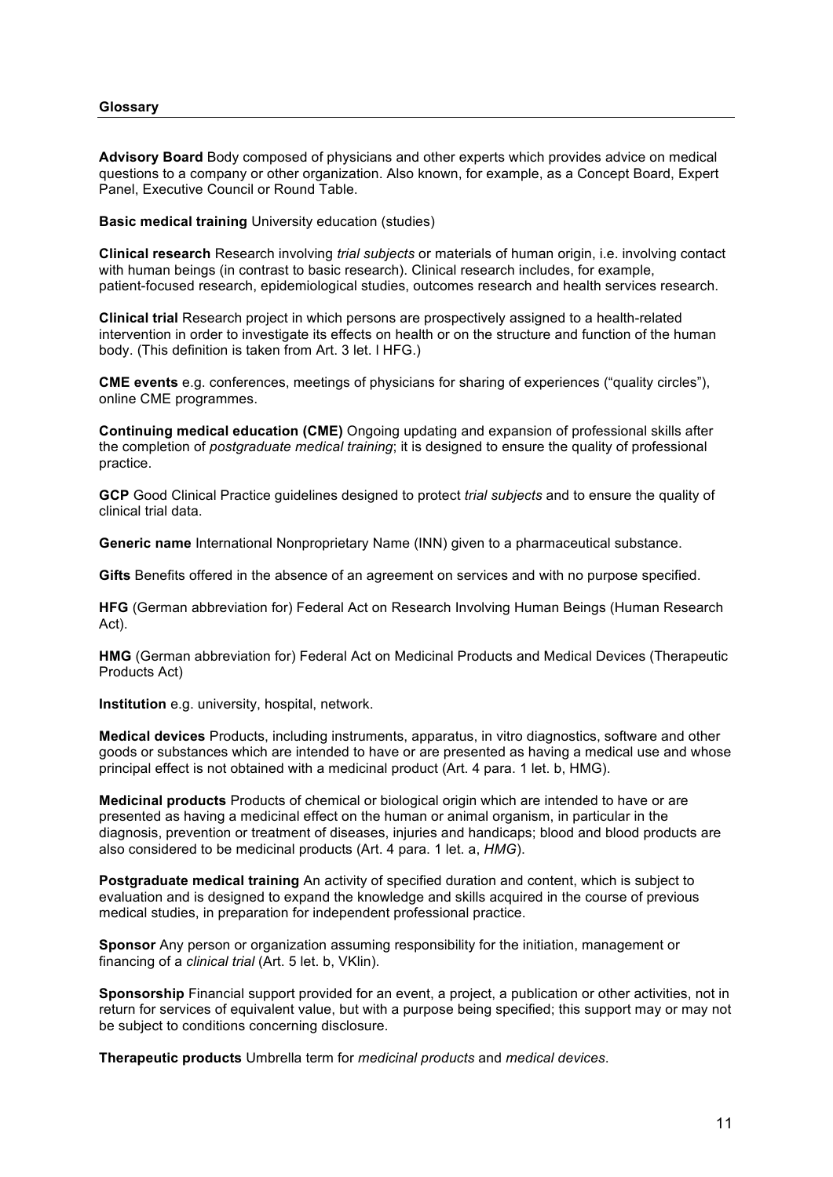## Glossary

**Advisory Board** Body composed of physicians and other experts which provides advice on medical questions to a company or other organization. Also known, for example, as a Concept Board, Expert Panel, Executive Council or Round Table.

**Basic medical training** University education (studies)

**Clinical research** Research involving *trial subjects* or materials of human origin, i.e. involving contact with human beings (in contrast to basic research). Clinical research includes, for example, patient-focused research, epidemiological studies, outcomes research and health services research.

**Clinical trial** Research project in which persons are prospectively assigned to a health-related intervention in order to investigate its effects on health or on the structure and function of the human body. (This definition is taken from Art. 3 let. l HFG.)

**CME events** e.g. conferences, meetings of physicians for sharing of experiences ("quality circles"), online CME programmes.

**Continuing medical education (CME)** Ongoing updating and expansion of professional skills after the completion of *postgraduate medical training*; it is designed to ensure the quality of professional practice.

**GCP** Good Clinical Practice guidelines designed to protect *trial subjects* and to ensure the quality of clinical trial data.

**Generic name** International Nonproprietary Name (INN) given to a pharmaceutical substance.

**Gifts** Benefits offered in the absence of an agreement on services and with no purpose specified.

**HFG** (German abbreviation for) Federal Act on Research Involving Human Beings (Human Research Act).

**HMG** (German abbreviation for) Federal Act on Medicinal Products and Medical Devices (Therapeutic Products Act)

**Institution** e.g. university, hospital, network.

**Medical devices** Products, including instruments, apparatus, in vitro diagnostics, software and other goods or substances which are intended to have or are presented as having a medical use and whose principal effect is not obtained with a medicinal product (Art. 4 para. 1 let. b, HMG).

**Medicinal products** Products of chemical or biological origin which are intended to have or are presented as having a medicinal effect on the human or animal organism, in particular in the diagnosis, prevention or treatment of diseases, injuries and handicaps; blood and blood products are also considered to be medicinal products (Art. 4 para. 1 let. a, *HMG*).

**Postgraduate medical training** An activity of specified duration and content, which is subject to evaluation and is designed to expand the knowledge and skills acquired in the course of previous medical studies, in preparation for independent professional practice.

**Sponsor** Any person or organization assuming responsibility for the initiation, management or financing of a *clinical trial* (Art. 5 let. b, VKlin).

**Sponsorship** Financial support provided for an event, a project, a publication or other activities, not in return for services of equivalent value, but with a purpose being specified; this support may or may not be subject to conditions concerning disclosure.

**Therapeutic products** Umbrella term for *medicinal products* and *medical devices*.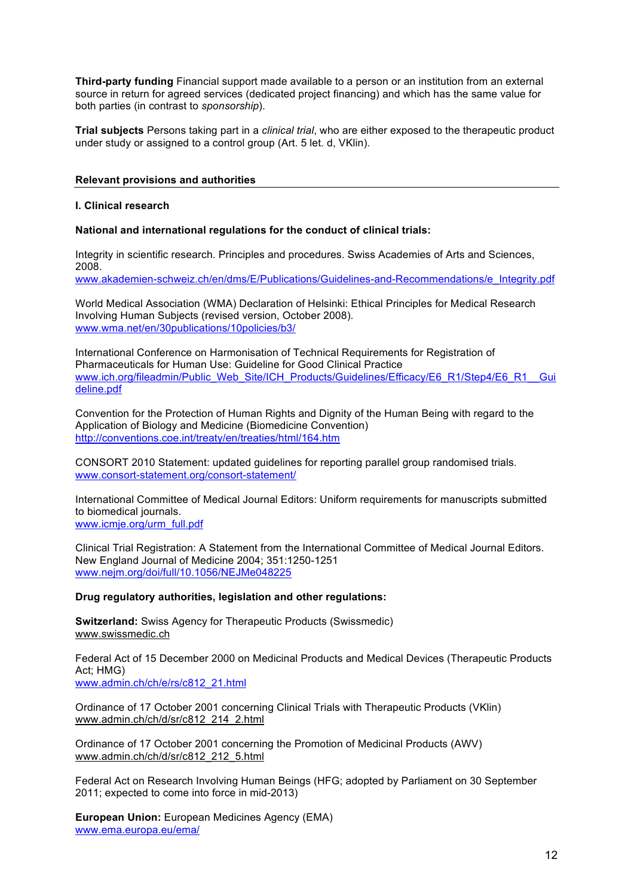**Third-party funding** Financial support made available to a person or an institution from an external source in return for agreed services (dedicated project financing) and which has the same value for both parties (in contrast to *sponsorship*).

**Trial subjects** Persons taking part in a *clinical trial*, who are either exposed to the therapeutic product under study or assigned to a control group (Art. 5 let. d, VKlin).

## Relevant provisions and authorities

### I. Clinical research

**National and international regulations for the conduct of clinical trials:**

Integrity in scientific research. Principles and procedures. Swiss Academies of Arts and Sciences, 2008.
www.akademien-schweiz.ch/en/dms/E/Publications/Guidelines-and-Recommendations/e_Integrity.pdf

World Medical Association (WMA) Declaration of Helsinki: Ethical Principles for Medical Research Involving Human Subjects (revised version, October 2008).
www.wma.net/en/30publications/10policies/b3/

International Conference on Harmonisation of Technical Requirements for Registration of Pharmaceuticals for Human Use: Guideline for Good Clinical Practice
www.ich.org/fileadmin/Public_Web_Site/ICH_Products/Guidelines/Efficacy/E6_R1/Step4/E6_R1__Guideline.pdf

Convention for the Protection of Human Rights and Dignity of the Human Being with regard to the Application of Biology and Medicine (Biomedicine Convention)
http://conventions.coe.int/treaty/en/treaties/html/164.htm

CONSORT 2010 Statement: updated guidelines for reporting parallel group randomised trials.
www.consort-statement.org/consort-statement/

International Committee of Medical Journal Editors: Uniform requirements for manuscripts submitted to biomedical journals.
www.icmje.org/urm_full.pdf

Clinical Trial Registration: A Statement from the International Committee of Medical Journal Editors. New England Journal of Medicine 2004; 351:1250-1251
www.nejm.org/doi/full/10.1056/NEJMe048225

**Drug regulatory authorities, legislation and other regulations:**

**Switzerland:** Swiss Agency for Therapeutic Products (Swissmedic)
www.swissmedic.ch

Federal Act of 15 December 2000 on Medicinal Products and Medical Devices (Therapeutic Products Act; HMG)
www.admin.ch/ch/e/rs/c812_21.html

Ordinance of 17 October 2001 concerning Clinical Trials with Therapeutic Products (VKlin)
www.admin.ch/ch/d/sr/c812_214_2.html

Ordinance of 17 October 2001 concerning the Promotion of Medicinal Products (AWV)
www.admin.ch/ch/d/sr/c812_212_5.html

Federal Act on Research Involving Human Beings (HFG; adopted by Parliament on 30 September 2011; expected to come into force in mid-2013)

**European Union:** European Medicines Agency (EMA)
www.ema.europa.eu/ema/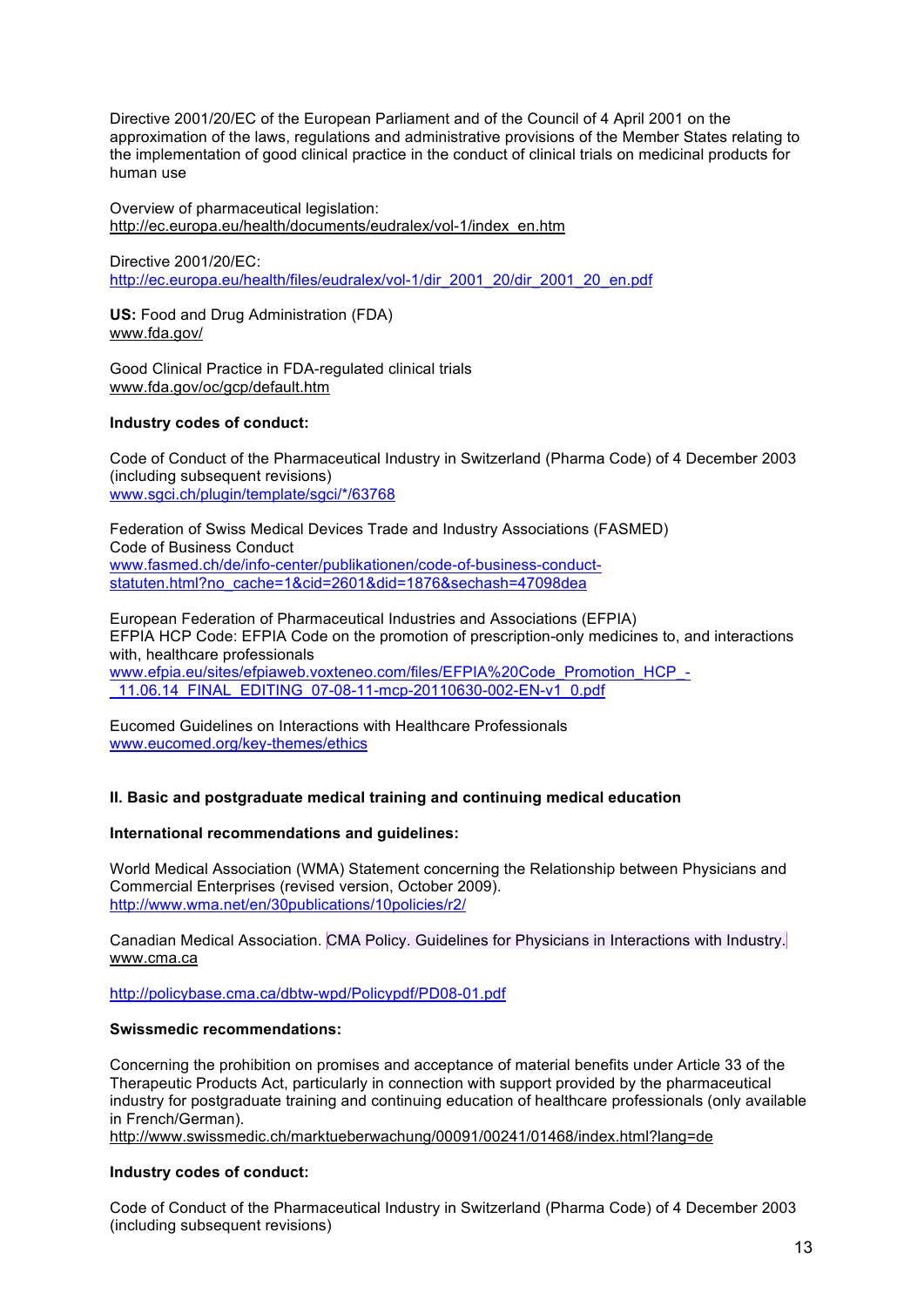Directive 2001/20/EC of the European Parliament and of the Council of 4 April 2001 on the approximation of the laws, regulations and administrative provisions of the Member States relating to the implementation of good clinical practice in the conduct of clinical trials on medicinal products for human use

Overview of pharmaceutical legislation:
http://ec.europa.eu/health/documents/eudralex/vol-1/index_en.htm

Directive 2001/20/EC:
http://ec.europa.eu/health/files/eudralex/vol-1/dir_2001_20/dir_2001_20_en.pdf

**US:** Food and Drug Administration (FDA)
www.fda.gov/

Good Clinical Practice in FDA-regulated clinical trials
www.fda.gov/oc/gcp/default.htm

**Industry codes of conduct:**

Code of Conduct of the Pharmaceutical Industry in Switzerland (Pharma Code) of 4 December 2003 (including subsequent revisions)
www.sgci.ch/plugin/template/sgci/*/63768

Federation of Swiss Medical Devices Trade and Industry Associations (FASMED)
Code of Business Conduct
www.fasmed.ch/de/info-center/publikationen/code-of-business-conduct-statuten.html?no_cache=1&cid=2601&did=1876&sechash=47098dea

European Federation of Pharmaceutical Industries and Associations (EFPIA)
EFPIA HCP Code: EFPIA Code on the promotion of prescription-only medicines to, and interactions with, healthcare professionals
www.efpia.eu/sites/efpiaweb.voxteneo.com/files/EFPIA%20Code_Promotion_HCP_-_11.06.14_FINAL_EDITING_07-08-11-mcp-20110630-002-EN-v1_0.pdf

Eucomed Guidelines on Interactions with Healthcare Professionals
www.eucomed.org/key-themes/ethics

## II. Basic and postgraduate medical training and continuing medical education

**International recommendations and guidelines:**

World Medical Association (WMA) Statement concerning the Relationship between Physicians and Commercial Enterprises (revised version, October 2009).
http://www.wma.net/en/30publications/10policies/r2/

Canadian Medical Association. CMA Policy. Guidelines for Physicians in Interactions with Industry.
www.cma.ca

http://policybase.cma.ca/dbtw-wpd/Policypdf/PD08-01.pdf

**Swissmedic recommendations:**

Concerning the prohibition on promises and acceptance of material benefits under Article 33 of the Therapeutic Products Act, particularly in connection with support provided by the pharmaceutical industry for postgraduate training and continuing education of healthcare professionals (only available in French/German).
http://www.swissmedic.ch/marktueberwachung/00091/00241/01468/index.html?lang=de

**Industry codes of conduct:**

Code of Conduct of the Pharmaceutical Industry in Switzerland (Pharma Code) of 4 December 2003 (including subsequent revisions)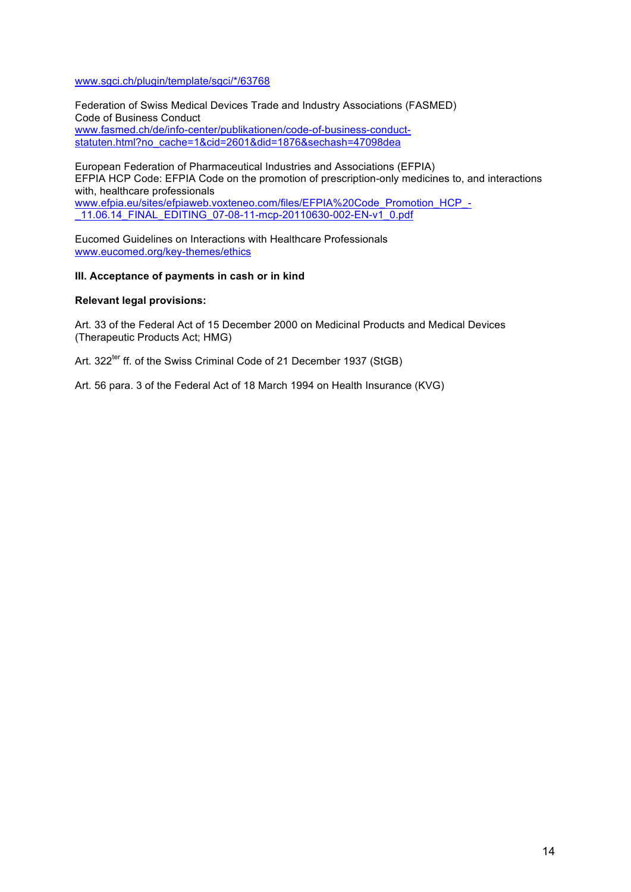www.sgci.ch/plugin/template/sgci/*/63768

Federation of Swiss Medical Devices Trade and Industry Associations (FASMED)
Code of Business Conduct
www.fasmed.ch/de/info-center/publikationen/code-of-business-conduct-statuten.html?no_cache=1&cid=2601&did=1876&sechash=47098dea

European Federation of Pharmaceutical Industries and Associations (EFPIA)
EFPIA HCP Code: EFPIA Code on the promotion of prescription-only medicines to, and interactions with, healthcare professionals
www.efpia.eu/sites/efpiaweb.voxteneo.com/files/EFPIA%20Code_Promotion_HCP_-_11.06.14_FINAL_EDITING_07-08-11-mcp-20110630-002-EN-v1_0.pdf

Eucomed Guidelines on Interactions with Healthcare Professionals
www.eucomed.org/key-themes/ethics

**III. Acceptance of payments in cash or in kind**

**Relevant legal provisions:**

Art. 33 of the Federal Act of 15 December 2000 on Medicinal Products and Medical Devices (Therapeutic Products Act; HMG)

Art. 322$^{ter}$ ff. of the Swiss Criminal Code of 21 December 1937 (StGB)

Art. 56 para. 3 of the Federal Act of 18 March 1994 on Health Insurance (KVG)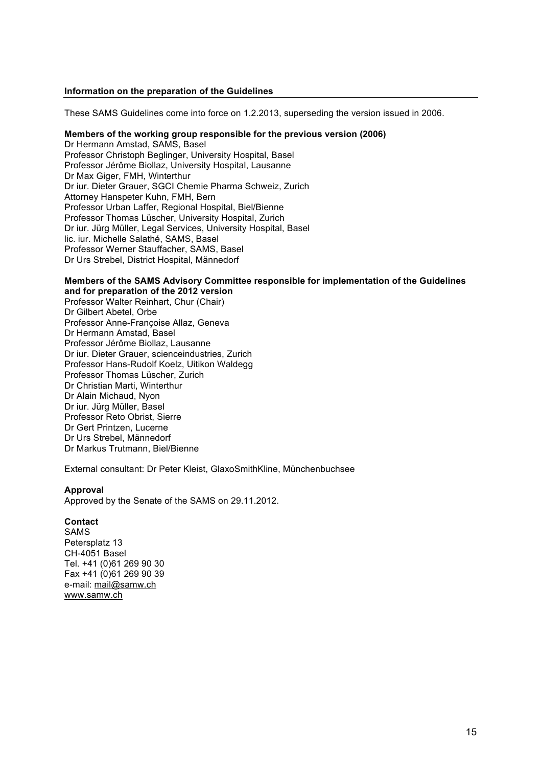## Information on the preparation of the Guidelines

These SAMS Guidelines come into force on 1.2.2013, superseding the version issued in 2006.

**Members of the working group responsible for the previous version (2006)**

Dr Hermann Amstad, SAMS, Basel
Professor Christoph Beglinger, University Hospital, Basel
Professor Jérôme Biollaz, University Hospital, Lausanne
Dr Max Giger, FMH, Winterthur
Dr iur. Dieter Grauer, SGCI Chemie Pharma Schweiz, Zurich
Attorney Hanspeter Kuhn, FMH, Bern
Professor Urban Laffer, Regional Hospital, Biel/Bienne
Professor Thomas Lüscher, University Hospital, Zurich
Dr iur. Jürg Müller, Legal Services, University Hospital, Basel
lic. iur. Michelle Salathé, SAMS, Basel
Professor Werner Stauffacher, SAMS, Basel
Dr Urs Strebel, District Hospital, Männedorf

**Members of the SAMS Advisory Committee responsible for implementation of the Guidelines and for preparation of the 2012 version**

Professor Walter Reinhart, Chur (Chair)
Dr Gilbert Abetel, Orbe
Professor Anne-Françoise Allaz, Geneva
Dr Hermann Amstad, Basel
Professor Jérôme Biollaz, Lausanne
Dr iur. Dieter Grauer, scienceindustries, Zurich
Professor Hans-Rudolf Koelz, Uitikon Waldegg
Professor Thomas Lüscher, Zurich
Dr Christian Marti, Winterthur
Dr Alain Michaud, Nyon
Dr iur. Jürg Müller, Basel
Professor Reto Obrist, Sierre
Dr Gert Printzen, Lucerne
Dr Urs Strebel, Männedorf
Dr Markus Trutmann, Biel/Bienne

External consultant: Dr Peter Kleist, GlaxoSmithKline, Münchenbuchsee

**Approval**

Approved by the Senate of the SAMS on 29.11.2012.

**Contact**

SAMS
Petersplatz 13
CH-4051 Basel
Tel. +41 (0)61 269 90 30
Fax +41 (0)61 269 90 39
e-mail: mail@samw.ch
www.samw.ch